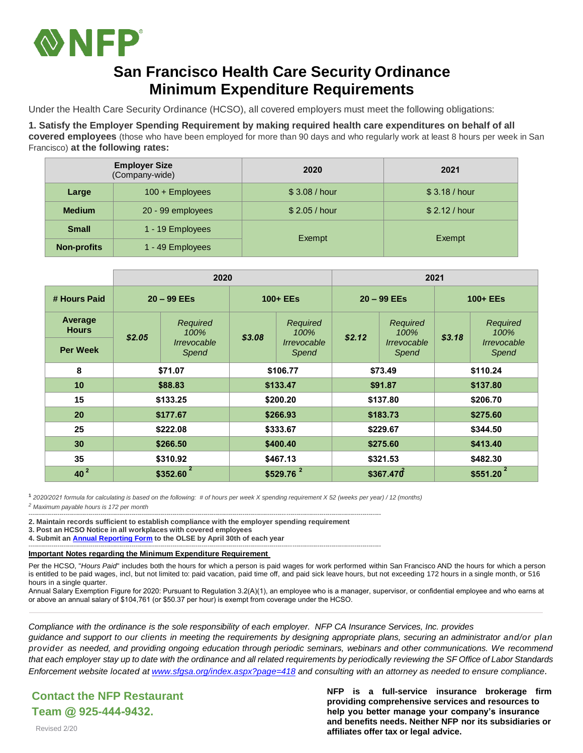# San Francisco Health Care Security Ordinance Minimum Expenditure Requirements

Under the Health Care Security Ordinance (HCSO), all covered employers must meet the following obligations:

**1. Satisfy the Employer Spending Requirement by making required health care expenditures on behalf of all covered employees** (those who have been employed for more than 90 days and who regularly work at least 8 hours per week in San Francisco) **at the following rates:**

| Employer Size (Company-wide) | | 2020 | 2021 |
|---|---|---|---|
| **Large** | 100 + Employees | $ 3.08 / hour | $ 3.18 / hour |
| **Medium** | 20 - 99 employees | $ 2.05 / hour | $ 2.12 / hour |
| **Small** | 1 - 19 Employees | Exempt | Exempt |
| **Non-profits** | 1 - 49 Employees | | |

| | 2020 | | | | 2021 | | | |
|---|---|---|---|---|---|---|---|---|
| **# Hours Paid** | **20 – 99 EEs** | | **100+ EEs** | | **20 – 99 EEs** | | **100+ EEs** | |
| **Average Hours Per Week** | ***$2.05*** | *Required 100% Irrevocable Spend* | ***$3.08*** | *Required 100% Irrevocable Spend* | ***$2.12*** | *Required 100% Irrevocable Spend* | ***$3.18*** | *Required 100% Irrevocable Spend* |
| **8** | **$71.07** | | **$106.77** | | **$73.49** | | **$110.24** | |
| **10** | **$88.83** | | **$133.47** | | **$91.87** | | **$137.80** | |
| **15** | **$133.25** | | **$200.20** | | **$137.80** | | **$206.70** | |
| **20** | **$177.67** | | **$266.93** | | **$183.73** | | **$275.60** | |
| **25** | **$222.08** | | **$333.67** | | **$229.67** | | **$344.50** | |
| **30** | **$266.50** | | **$400.40** | | **$275.60** | | **$413.40** | |
| **35** | **$310.92** | | **$467.13** | | **$321.53** | | **$482.30** | |
| **40** [2] | **$352.60** [2] | | **$529.76** [2] | | **$367.47** [2] | | **$551.20** [2] | |

[1] *2020/2021 formula for calculating is based on the following: # of hours per week X spending requirement X 52 (weeks per year) / 12 (months)*

[2] *Maximum payable hours is 172 per month*

---

**2. Maintain records sufficient to establish compliance with the employer spending requirement**

**3. Post an HCSO Notice in all workplaces with covered employees**

**4. Submit an Annual Reporting Form to the OLSE by April 30th of each year**

---

**Important Notes regarding the Minimum Expenditure Requirement**

Per the HCSO, "*Hours Paid*" includes both the hours for which a person is paid wages for work performed within San Francisco AND the hours for which a person is entitled to be paid wages, incl, but not limited to: paid vacation, paid time off, and paid sick leave hours, but not exceeding 172 hours in a single month, or 516 hours in a single quarter.

Annual Salary Exemption Figure for 2020: Pursuant to Regulation 3.2(A)(1), an employee who is a manager, supervisor, or confidential employee and who earns at or above an annual salary of $104,761 (or $50.37 per hour) is exempt from coverage under the HCSO.

*Compliance with the ordinance is the sole responsibility of each employer. NFP CA Insurance Services, Inc. provides guidance and support to our clients in meeting the requirements by designing appropriate plans, securing an administrator and/or plan provider as needed, and providing ongoing education through periodic seminars, webinars and other communications. We recommend that each employer stay up to date with the ordinance and all related requirements by periodically reviewing the SF Office of Labor Standards Enforcement website located at www.sfgsa.org/index.aspx?page=418 and consulting with an attorney as needed to ensure compliance.*

**Contact the NFP Restaurant Team @ 925-444-9432.**

Revised 2/20

**NFP is a full-service insurance brokerage firm providing comprehensive services and resources to help you better manage your company's insurance and benefits needs. Neither NFP nor its subsidiaries or affiliates offer tax or legal advice.**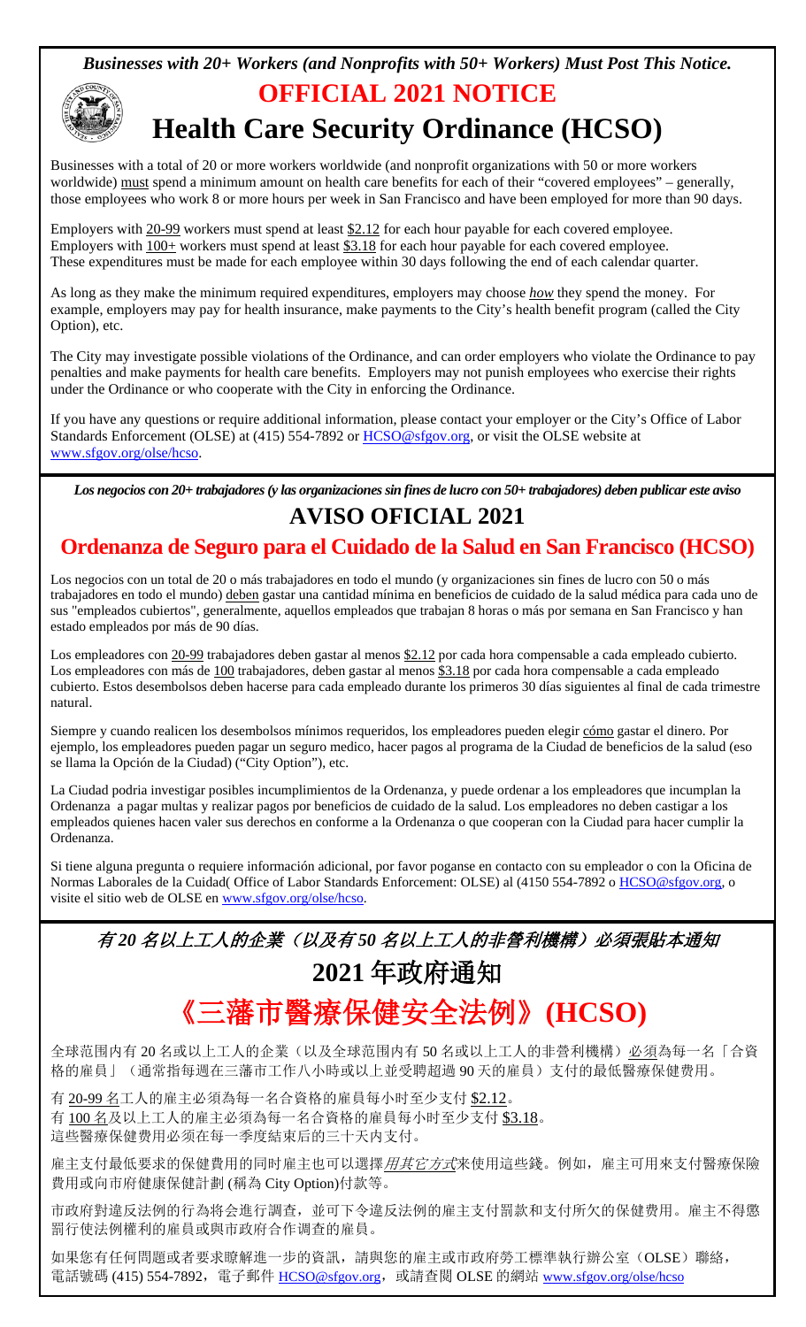*Businesses with 20+ Workers (and Nonprofits with 50+ Workers) Must Post This Notice.*

# OFFICIAL 2021 NOTICE

# Health Care Security Ordinance (HCSO)

Businesses with a total of 20 or more workers worldwide (and nonprofit organizations with 50 or more workers worldwide) must spend a minimum amount on health care benefits for each of their "covered employees" – generally, those employees who work 8 or more hours per week in San Francisco and have been employed for more than 90 days.

Employers with 20-99 workers must spend at least $2.12 for each hour payable for each covered employee. Employers with 100+ workers must spend at least $3.18 for each hour payable for each covered employee. These expenditures must be made for each employee within 30 days following the end of each calendar quarter.

As long as they make the minimum required expenditures, employers may choose *how* they spend the money. For example, employers may pay for health insurance, make payments to the City's health benefit program (called the City Option), etc.

The City may investigate possible violations of the Ordinance, and can order employers who violate the Ordinance to pay penalties and make payments for health care benefits. Employers may not punish employees who exercise their rights under the Ordinance or who cooperate with the City in enforcing the Ordinance.

If you have any questions or require additional information, please contact your employer or the City's Office of Labor Standards Enforcement (OLSE) at (415) 554-7892 or HCSO@sfgov.org, or visit the OLSE website at www.sfgov.org/olse/hcso.

*Los negocios con 20+ trabajadores (y las organizaciones sin fines de lucro con 50+ trabajadores) deben publicar este aviso*

# AVISO OFICIAL 2021

## Ordenanza de Seguro para el Cuidado de la Salud en San Francisco (HCSO)

Los negocios con un total de 20 o más trabajadores en todo el mundo (y organizaciones sin fines de lucro con 50 o más trabajadores en todo el mundo) deben gastar una cantidad mínima en beneficios de cuidado de la salud médica para cada uno de sus "empleados cubiertos", generalmente, aquellos empleados que trabajan 8 horas o más por semana en San Francisco y han estado empleados por más de 90 días.

Los empleadores con 20-99 trabajadores deben gastar al menos $2.12 por cada hora compensable a cada empleado cubierto. Los empleadores con más de 100 trabajadores, deben gastar al menos $3.18 por cada hora compensable a cada empleado cubierto. Estos desembolsos deben hacerse para cada empleado durante los primeros 30 días siguientes al final de cada trimestre natural.

Siempre y cuando realicen los desembolsos mínimos requeridos, los empleadores pueden elegir cómo gastar el dinero. Por ejemplo, los empleadores pueden pagar un seguro medico, hacer pagos al programa de la Ciudad de beneficios de la salud (eso se llama la Opción de la Ciudad) ("City Option"), etc.

La Ciudad podria investigar posibles incumplimientos de la Ordenanza, y puede ordenar a los empleadores que incumplan la Ordenanza a pagar multas y realizar pagos por beneficios de cuidado de la salud. Los empleadores no deben castigar a los empleados quienes hacen valer sus derechos en conforme a la Ordenanza o que cooperan con la Ciudad para hacer cumplir la Ordenanza.

Si tiene alguna pregunta o requiere información adicional, por favor poganse en contacto con su empleador o con la Oficina de Normas Laborales de la Cuidad( Office of Labor Standards Enforcement: OLSE) al (4150 554-7892 o HCSO@sfgov.org, o visite el sitio web de OLSE en www.sfgov.org/olse/hcso.

*有 20 名以上工人的企業（以及有 50 名以上工人的非營利機構）必須張貼本通知*

# 2021 年政府通知

# 《三藩市醫療保健安全法例》(HCSO)

全球范围内有 20 名或以上工人的企業（以及全球范围内有 50 名或以上工人的非營利機構）必須為每一名「合資格的雇員」（通常指每週在三藩市工作八小時或以上並受聘超過 90 天的雇員）支付的最低醫療保健費用。

有 20-99 名工人的雇主必須為每一名合資格的雇員每小時至少支付 $2.12。
有 100 名及以上工人的雇主必須為每一名合資格的雇員每小時至少支付 $3.18。
這些醫療保健費用必須在每一季度結束后的三十天內支付。

雇主支付最低要求的保健費用的同時雇主也可以選擇*用其它方式*來使用這些錢。例如，雇主可用來支付醫療保險費用或向市府健康保健計劃 (稱為 City Option)付款等。

市政府對違反法例的行為将会進行調查，並可下令違反法例的雇主支付罰款和支付所欠的保健費用。雇主不得懲罰行使法例權利的雇員或與市政府合作调查的雇員。

如果您有任何問題或者要求瞭解進一步的資訊，請與您的雇主或市政府勞工標準執行辦公室（OLSE）聯絡，電話號碼 (415) 554-7892，電子郵件 HCSO@sfgov.org，或請查閱 OLSE 的網站 www.sfgov.org/olse/hcso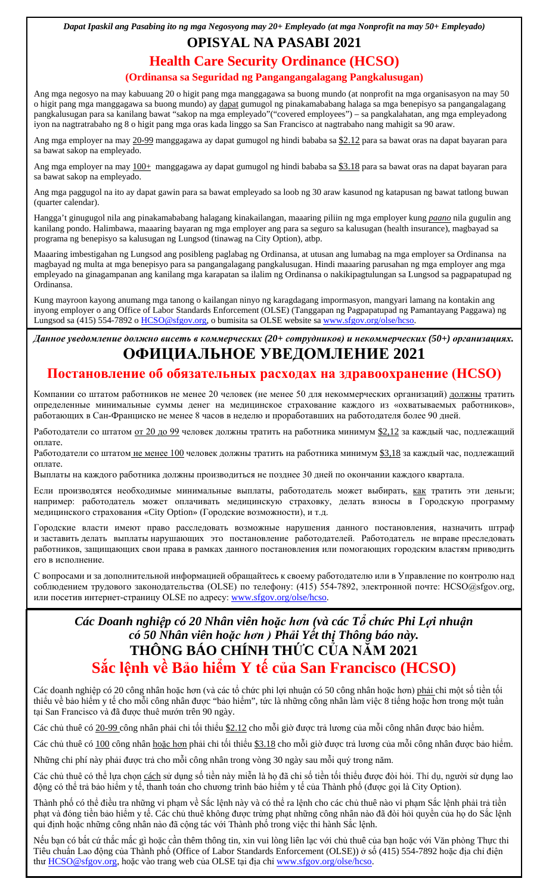*Dapat Ipaskil ang Pasabing ito ng mga Negosyong may 20+ Empleyado (at mga Nonprofit na may 50+ Empleyado)*

# OPISYAL NA PASABI 2021

## Health Care Security Ordinance (HCSO)

### (Ordinansa sa Seguridad ng Pangangangalagang Pangkalusugan)

Ang mga negosyo na may kabuuang 20 o higit pang mga manggagawa sa buong mundo (at nonprofit na mga organisasyon na may 50 o higit pang mga manggagawa sa buong mundo) ay dapat gumugol ng pinakamababang halaga sa mga benepisyo sa pangangalagang pangkalusugan para sa kanilang bawat "sakop na mga empleyado"("covered employees") – sa pangkalahatan, ang mga empleyadong iyon na nagtratrabaho ng 8 o higit pang mga oras kada linggo sa San Francisco at nagtrabaho nang mahigit sa 90 araw.

Ang mga employer na may 20-99 manggagawa ay dapat gumugol ng hindi bababa sa $2.12 para sa bawat oras na dapat bayaran para sa bawat sakop na empleyado.

Ang mga employer na may 100+ manggagawa ay dapat gumugol ng hindi bababa sa $3.18 para sa bawat oras na dapat bayaran para sa bawat sakop na empleyado.

Ang mga paggugol na ito ay dapat gawin para sa bawat empleyado sa loob ng 30 araw kasunod ng katapusan ng bawat tatlong buwan (quarter calendar).

Hangga't ginugugol nila ang pinakamababang halagang kinakailangan, maaaring piliin ng mga employer kung *paano* nila gugulin ang kanilang pondo. Halimbawa, maaaring bayaran ng mga employer ang para sa seguro sa kalusugan (health insurance), magbayad sa programa ng benepisyo sa kalusugan ng Lungsod (tinawag na City Option), atbp.

Maaaring imbestigahan ng Lungsod ang posibleng paglabag ng Ordinansa, at utusan ang lumabag na mga employer sa Ordinansa na magbayad ng multa at mga benepisyo para sa pangangalagang pangkalusugan. Hindi maaaring parusahan ng mga employer ang mga empleyado na ginagampanan ang kanilang mga karapatan sa ilalim ng Ordinansa o nakikipagtulungan sa Lungsod sa pagpapatupad ng Ordinansa.

Kung mayroon kayong anumang mga tanong o kailangan ninyo ng karagdagang impormasyon, mangyari lamang na kontakin ang inyong employer o ang Office of Labor Standards Enforcement (OLSE) (Tanggapan ng Pagpapatupad ng Pamantayang Paggawa) ng Lungsod sa (415) 554-7892 o HCSO@sfgov.org, o bumisita sa OLSE website sa www.sfgov.org/olse/hcso.

*Данное уведомление должно висеть в коммерческих (20+ сотрудников) и некоммерческих (50+) организациях.*

# ОФИЦИАЛЬНОЕ УВЕДОМЛЕНИЕ 2021

## Постановление об обязательных расходах на здравоохранение (HCSO)

Компании со штатом работников не менее 20 человек (не менее 50 для некоммерческих организаций) должны тратить определенные минимальные суммы денег на медицинское страхование каждого из «охватываемых работников», работающих в Сан-Франциско не менее 8 часов в неделю и проработавших на работодателя более 90 дней.

Работодатели со штатом от 20 до 99 человек должны тратить на работника минимум $2,12 за каждый час, подлежащий оплате.

Работодатели со штатом не менее 100 человек должны тратить на работника минимум $3,18 за каждый час, подлежащий оплате.

Выплаты на каждого работника должны производиться не позднее 30 дней по окончании каждого квартала.

Если производятся необходимые минимальные выплаты, работодатель может выбирать, как тратить эти деньги; например: работодатель может оплачивать медицинскую страховку, делать взносы в Городскую программу медицинского страхования «City Option» (Городские возможности), и т.д.

Городские власти имеют право расследовать возможные нарушения данного постановления, назначить штраф и заставить делать выплаты нарушающих это постановление работодателей. Работодатель не вправе преследовать работников, защищающих свои права в рамках данного постановления или помогающих городским властям приводить его в исполнение.

С вопросами и за дополнительной информацией обращайтесь к своему работодателю или в Управление по контролю над соблюдением трудового законодательства (OLSE) по телефону: (415) 554-7892, электронной почте: HCSO@sfgov.org, или посетив интернет-страницу OLSE по адресу: www.sfgov.org/olse/hcso.

*Các Doanh nghiệp có 20 Nhân viên hoặc hơn (và các Tổ chức Phi Lợi nhuận có 50 Nhân viên hoặc hơn ) Phải Yết thị Thông báo này.*

# THÔNG BÁO CHÍNH THỨC CỦA NĂM 2021

## Sắc lệnh về Bảo hiểm Y tế của San Francisco (HCSO)

Các doanh nghiệp có 20 công nhân hoặc hơn (và các tổ chức phi lợi nhuận có 50 công nhân hoặc hơn) phải chi một số tiền tối thiểu về bảo hiểm y tế cho mỗi công nhân được "bảo hiểm", tức là những công nhân làm việc 8 tiếng hoặc hơn trong một tuần tại San Francisco và đã được thuê mướn trên 90 ngày.

Các chủ thuê có 20-99 công nhân phải chi tối thiểu $2.12 cho mỗi giờ được trả lương của mỗi công nhân được bảo hiểm.

Các chủ thuê có 100 công nhân hoặc hơn phải chi tối thiểu $3.18 cho mỗi giờ được trả lương của mỗi công nhân được bảo hiểm.

Những chi phí này phải được trả cho mỗi công nhân trong vòng 30 ngày sau mỗi quý trong năm.

Các chủ thuê có thể lựa chọn cách sử dụng số tiền này miễn là họ đã chi số tiền tối thiểu được đòi hỏi. Thí dụ, người sử dụng lao động có thể trả bảo hiểm y tế, thanh toán cho chương trình bảo hiểm y tế của Thành phố (được gọi là City Option).

Thành phố có thể điều tra những vi phạm về Sắc lệnh này và có thể ra lệnh cho các chủ thuê nào vi phạm Sắc lệnh phải trả tiền phạt và đóng tiền bảo hiểm y tế. Các chủ thuê không được trừng phạt những công nhân nào đã đòi hỏi quyền của họ do Sắc lệnh qui định hoặc những công nhân nào đã cộng tác với Thành phố trong việc thi hành Sắc lệnh.

Nếu bạn có bất cứ thắc mắc gì hoặc cần thêm thông tin, xin vui lòng liên lạc với chủ thuê của bạn hoặc với Văn phòng Thực thi Tiêu chuẩn Lao động của Thành phố (Office of Labor Standards Enforcement (OLSE)) ở số (415) 554-7892 hoặc địa chỉ điện thư HCSO@sfgov.org, hoặc vào trang web của OLSE tại địa chỉ www.sfgov.org/olse/hcso.